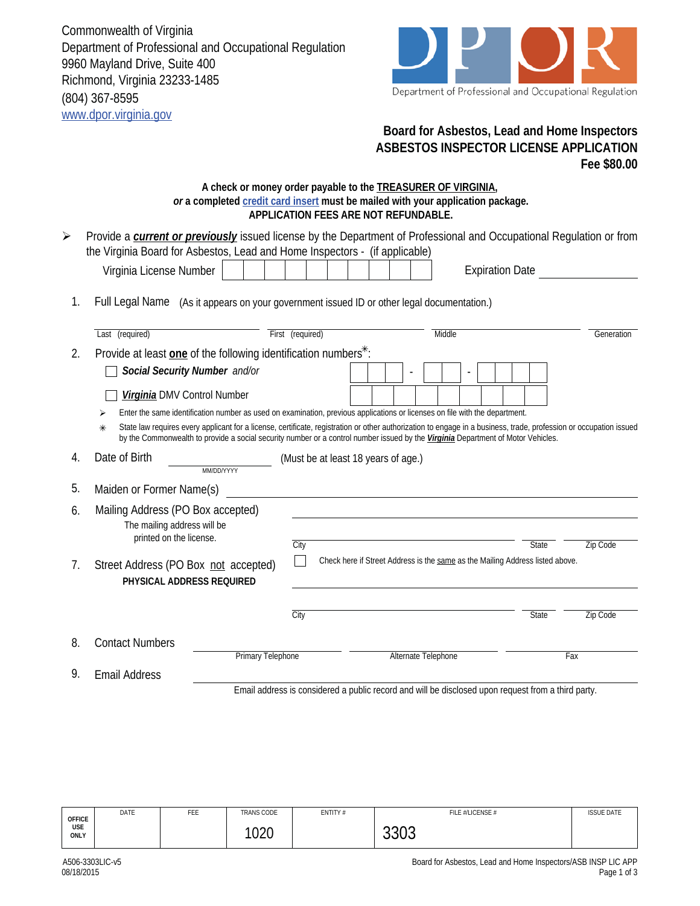Commonwealth of Virginia
Department of Professional and Occupational Regulation
9960 Mayland Drive, Suite 400
Richmond, Virginia 23233-1485
(804) 367-8595
www.dpor.virginia.gov

DPOR
Department of Professional and Occupational Regulation

## Board for Asbestos, Lead and Home Inspectors
## ASBESTOS INSPECTOR LICENSE APPLICATION
**Fee $80.00**

**A check or money order payable to the TREASURER OF VIRGINIA,**
***or* a completed credit card insert must be mailed with your application package.**
**APPLICATION FEES ARE NOT REFUNDABLE.**

- Provide a ***current or previously*** issued license by the Department of Professional and Occupational Regulation or from the Virginia Board for Asbestos, Lead and Home Inspectors - (if applicable)

  Virginia License Number ☐☐☐☐☐☐☐☐☐☐ Expiration Date ____________

1. Full Legal Name (As it appears on your government issued ID or other legal documentation.)

   Last (required) ____________ First (required) ____________ Middle ____________ Generation ____________

2. Provide at least **one** of the following identification numbers*:

   ☐ ***Social Security Number*** *and/or* ☐☐☐ - ☐☐ - ☐☐☐☐

   ☐ ***Virginia*** DMV Control Number ☐☐☐☐☐☐☐☐☐

   - Enter the same identification number as used on examination, previous applications or licenses on file with the department.
   - * State law requires every applicant for a license, certificate, registration or other authorization to engage in a business, trade, profession or occupation issued by the Commonwealth to provide a social security number or a control number issued by the ***Virginia*** Department of Motor Vehicles.

4. Date of Birth ____________ (MM/DD/YYYY) (Must be at least 18 years of age.)

5. Maiden or Former Name(s) ____________

6. Mailing Address (PO Box accepted) ____________
   The mailing address will be printed on the license.
   City ____________ State ____________ Zip Code ____________

7. Street Address (PO Box not accepted) ☐ Check here if Street Address is the same as the Mailing Address listed above.
   **PHYSICAL ADDRESS REQUIRED** ____________
   City ____________ State ____________ Zip Code ____________

8. Contact Numbers Primary Telephone ____________ Alternate Telephone ____________ Fax ____________

9. Email Address ____________
   Email address is considered a public record and will be disclosed upon request from a third party.

| OFFICE USE ONLY | DATE | FEE | TRANS CODE | ENTITY # | FILE #/LICENSE # | ISSUE DATE |
|---|---|---|---|---|---|---|
| | | | 1020 | | 3303 | |

A506-3303LIC-v5
08/18/2015

Board for Asbestos, Lead and Home Inspectors/ASB INSP LIC APP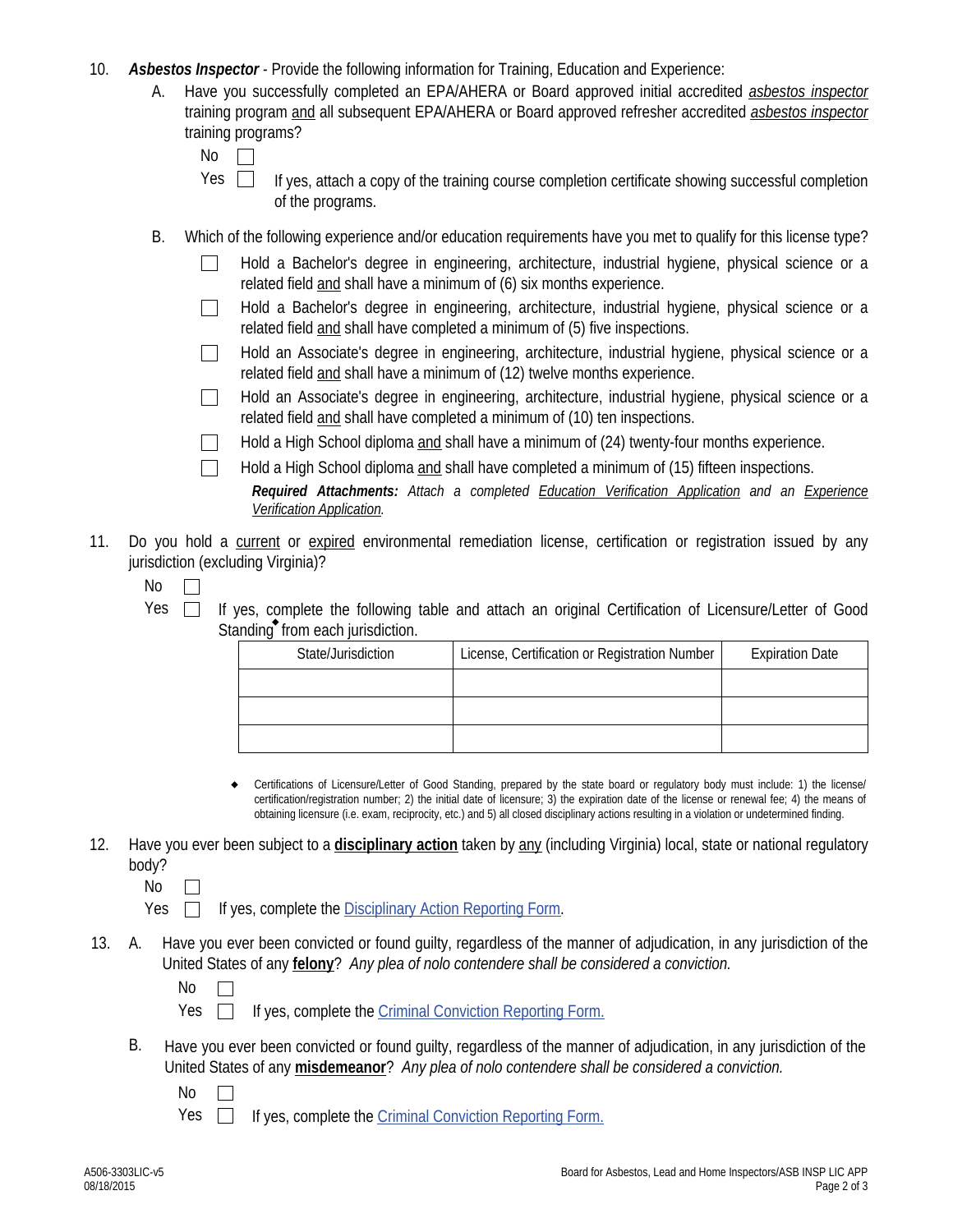10. ***Asbestos Inspector*** - Provide the following information for Training, Education and Experience:

    A. Have you successfully completed an EPA/AHERA or Board approved initial accredited asbestos inspector training program and all subsequent EPA/AHERA or Board approved refresher accredited asbestos inspector training programs?

    No ☐

    Yes ☐ If yes, attach a copy of the training course completion certificate showing successful completion of the programs.

    B. Which of the following experience and/or education requirements have you met to qualify for this license type?

    ☐ Hold a Bachelor's degree in engineering, architecture, industrial hygiene, physical science or a related field and shall have a minimum of (6) six months experience.

    ☐ Hold a Bachelor's degree in engineering, architecture, industrial hygiene, physical science or a related field and shall have completed a minimum of (5) five inspections.

    ☐ Hold an Associate's degree in engineering, architecture, industrial hygiene, physical science or a related field and shall have a minimum of (12) twelve months experience.

    ☐ Hold an Associate's degree in engineering, architecture, industrial hygiene, physical science or a related field and shall have completed a minimum of (10) ten inspections.

    ☐ Hold a High School diploma and shall have a minimum of (24) twenty-four months experience.

    ☐ Hold a High School diploma and shall have completed a minimum of (15) fifteen inspections.

    ***Required Attachments:*** *Attach a completed Education Verification Application and an Experience Verification Application.*

11. Do you hold a current or expired environmental remediation license, certification or registration issued by any jurisdiction (excluding Virginia)?

    No ☐

    Yes ☐ If yes, complete the following table and attach an original Certification of Licensure/Letter of Good Standing◆ from each jurisdiction.

| State/Jurisdiction | License, Certification or Registration Number | Expiration Date |
|---|---|---|
| | | |
| | | |
| | | |

◆ Certifications of Licensure/Letter of Good Standing, prepared by the state board or regulatory body must include: 1) the license/certification/registration number; 2) the initial date of licensure; 3) the expiration date of the license or renewal fee; 4) the means of obtaining licensure (i.e. exam, reciprocity, etc.) and 5) all closed disciplinary actions resulting in a violation or undetermined finding.

12. Have you ever been subject to a **disciplinary action** taken by any (including Virginia) local, state or national regulatory body?

    No ☐

    Yes ☐ If yes, complete the Disciplinary Action Reporting Form.

13. A. Have you ever been convicted or found guilty, regardless of the manner of adjudication, in any jurisdiction of the United States of any **felony**? *Any plea of nolo contendere shall be considered a conviction.*

    No ☐

    Yes ☐ If yes, complete the Criminal Conviction Reporting Form.

    B. Have you ever been convicted or found guilty, regardless of the manner of adjudication, in any jurisdiction of the United States of any **misdemeanor**? *Any plea of nolo contendere shall be considered a conviction.*

    No ☐

    Yes ☐ If yes, complete the Criminal Conviction Reporting Form.

A506-3303LIC-v5
08/18/2015

Board for Asbestos, Lead and Home Inspectors/ASB INSP LIC APP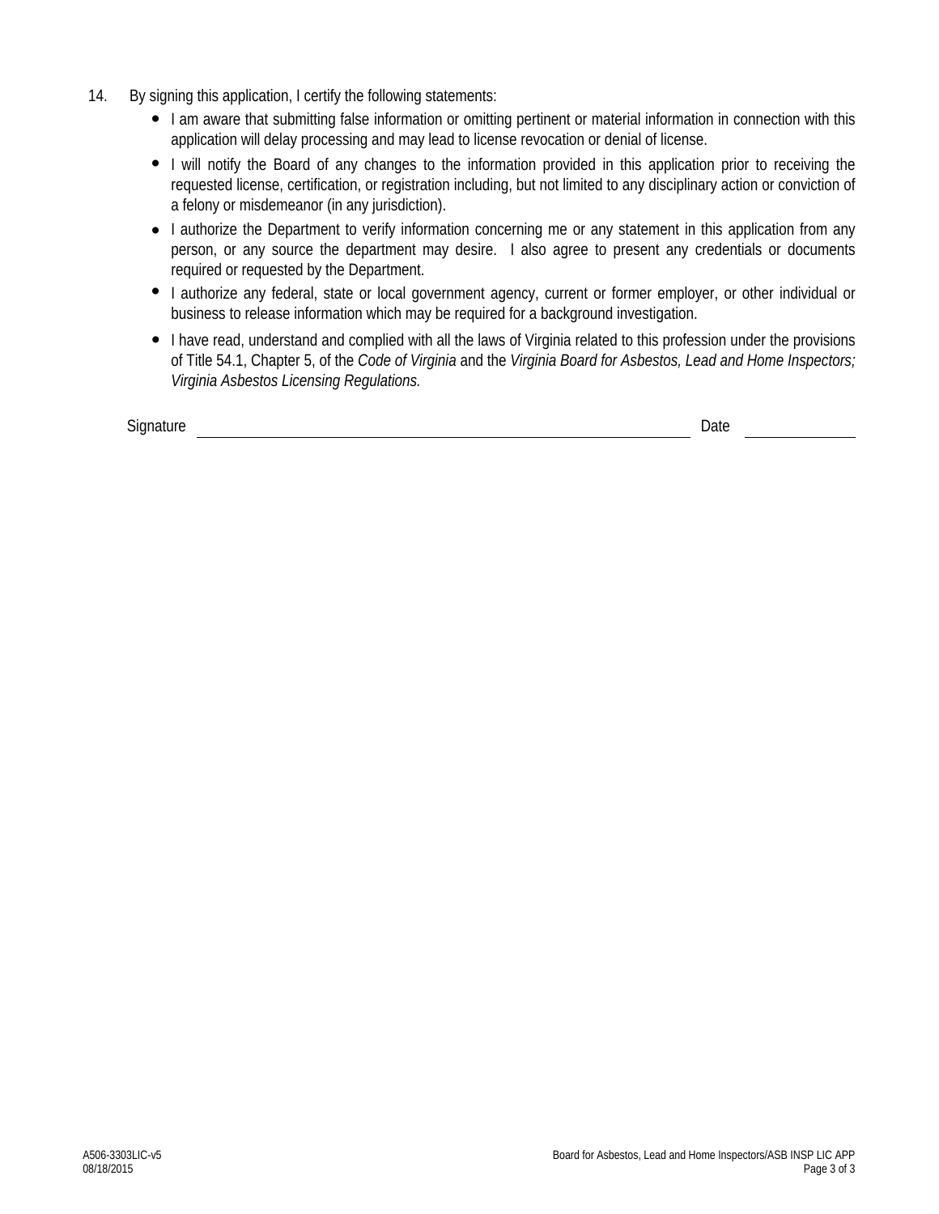14. By signing this application, I certify the following statements:

- I am aware that submitting false information or omitting pertinent or material information in connection with this application will delay processing and may lead to license revocation or denial of license.
- I will notify the Board of any changes to the information provided in this application prior to receiving the requested license, certification, or registration including, but not limited to any disciplinary action or conviction of a felony or misdemeanor (in any jurisdiction).
- I authorize the Department to verify information concerning me or any statement in this application from any person, or any source the department may desire. I also agree to present any credentials or documents required or requested by the Department.
- I authorize any federal, state or local government agency, current or former employer, or other individual or business to release information which may be required for a background investigation.
- I have read, understand and complied with all the laws of Virginia related to this profession under the provisions of Title 54.1, Chapter 5, of the *Code of Virginia* and the *Virginia Board for Asbestos, Lead and Home Inspectors; Virginia Asbestos Licensing Regulations.*

Signature ______________________________ Date ______________

A506-3303LIC-v5
08/18/2015

Board for Asbestos, Lead and Home Inspectors/ASB INSP LIC APP